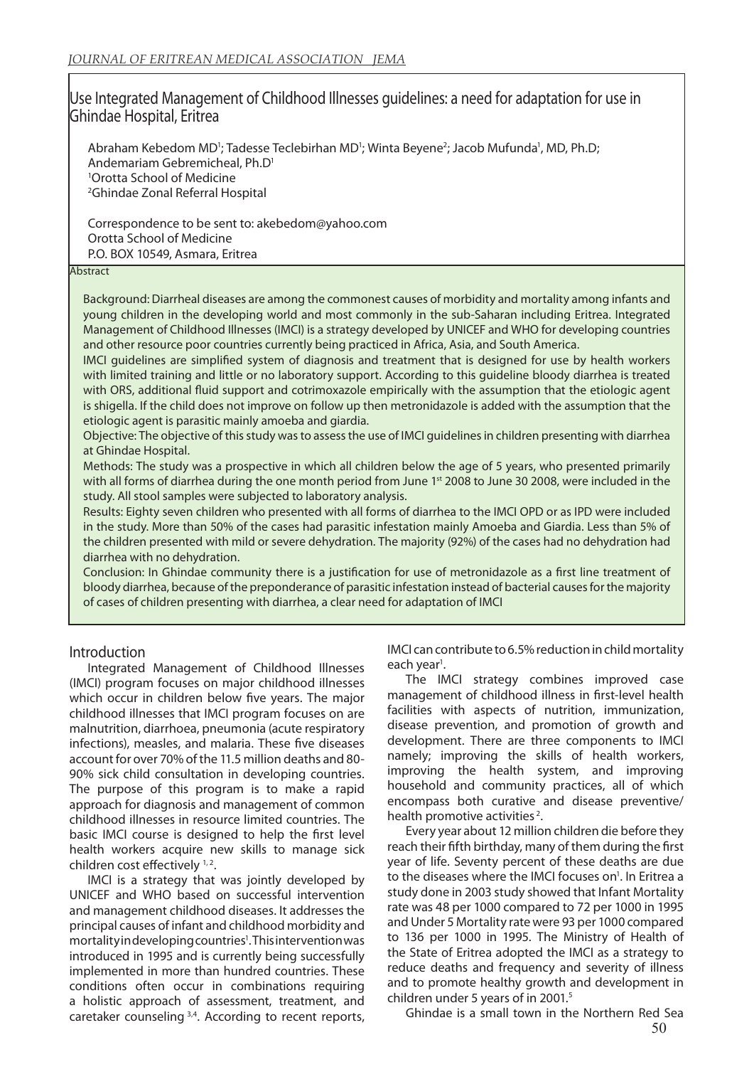# Use Integrated Management of Childhood Illnesses guidelines: a need for adaptation for use in Ghindae Hospital, Eritrea

Abraham Kebedom MD[1]; Tadesse Teclebirhan MD[1]; Winta Beyene[2]; Jacob Mufunda[1], MD, Ph.D; Andemariam Gebremicheal, Ph.D[1]

[1]Orotta School of Medicine

[2]Ghindae Zonal Referral Hospital

Correspondence to be sent to: akebedom@yahoo.com
Orotta School of Medicine
P.O. BOX 10549, Asmara, Eritrea

## Abstract

Background: Diarrheal diseases are among the commonest causes of morbidity and mortality among infants and young children in the developing world and most commonly in the sub-Saharan including Eritrea. Integrated Management of Childhood Illnesses (IMCI) is a strategy developed by UNICEF and WHO for developing countries and other resource poor countries currently being practiced in Africa, Asia, and South America.

IMCI guidelines are simplified system of diagnosis and treatment that is designed for use by health workers with limited training and little or no laboratory support. According to this guideline bloody diarrhea is treated with ORS, additional fluid support and cotrimoxazole empirically with the assumption that the etiologic agent is shigella. If the child does not improve on follow up then metronidazole is added with the assumption that the etiologic agent is parasitic mainly amoeba and giardia.

Objective: The objective of this study was to assess the use of IMCI guidelines in children presenting with diarrhea at Ghindae Hospital.

Methods: The study was a prospective in which all children below the age of 5 years, who presented primarily with all forms of diarrhea during the one month period from June 1st 2008 to June 30 2008, were included in the study. All stool samples were subjected to laboratory analysis.

Results: Eighty seven children who presented with all forms of diarrhea to the IMCI OPD or as IPD were included in the study. More than 50% of the cases had parasitic infestation mainly Amoeba and Giardia. Less than 5% of the children presented with mild or severe dehydration. The majority (92%) of the cases had no dehydration had diarrhea with no dehydration.

Conclusion: In Ghindae community there is a justification for use of metronidazole as a first line treatment of bloody diarrhea, because of the preponderance of parasitic infestation instead of bacterial causes for the majority of cases of children presenting with diarrhea, a clear need for adaptation of IMCI

## Introduction

Integrated Management of Childhood Illnesses (IMCI) program focuses on major childhood illnesses which occur in children below five years. The major childhood illnesses that IMCI program focuses on are malnutrition, diarrhoea, pneumonia (acute respiratory infections), measles, and malaria. These five diseases account for over 70% of the 11.5 million deaths and 80-90% sick child consultation in developing countries. The purpose of this program is to make a rapid approach for diagnosis and management of common childhood illnesses in resource limited countries. The basic IMCI course is designed to help the first level health workers acquire new skills to manage sick children cost effectively [1, 2].

IMCI is a strategy that was jointly developed by UNICEF and WHO based on successful intervention and management childhood diseases. It addresses the principal causes of infant and childhood morbidity and mortality in developing countries[1]. This intervention was introduced in 1995 and is currently being successfully implemented in more than hundred countries. These conditions often occur in combinations requiring a holistic approach of assessment, treatment, and caretaker counseling [3,4]. According to recent reports, IMCI can contribute to 6.5% reduction in child mortality each year[1].

The IMCI strategy combines improved case management of childhood illness in first-level health facilities with aspects of nutrition, immunization, disease prevention, and promotion of growth and development. There are three components to IMCI namely; improving the skills of health workers, improving the health system, and improving household and community practices, all of which encompass both curative and disease preventive/ health promotive activities [2].

Every year about 12 million children die before they reach their fifth birthday, many of them during the first year of life. Seventy percent of these deaths are due to the diseases where the IMCI focuses on[1]. In Eritrea a study done in 2003 study showed that Infant Mortality rate was 48 per 1000 compared to 72 per 1000 in 1995 and Under 5 Mortality rate were 93 per 1000 compared to 136 per 1000 in 1995. The Ministry of Health of the State of Eritrea adopted the IMCI as a strategy to reduce deaths and frequency and severity of illness and to promote healthy growth and development in children under 5 years of in 2001.[5]

Ghindae is a small town in the Northern Red Sea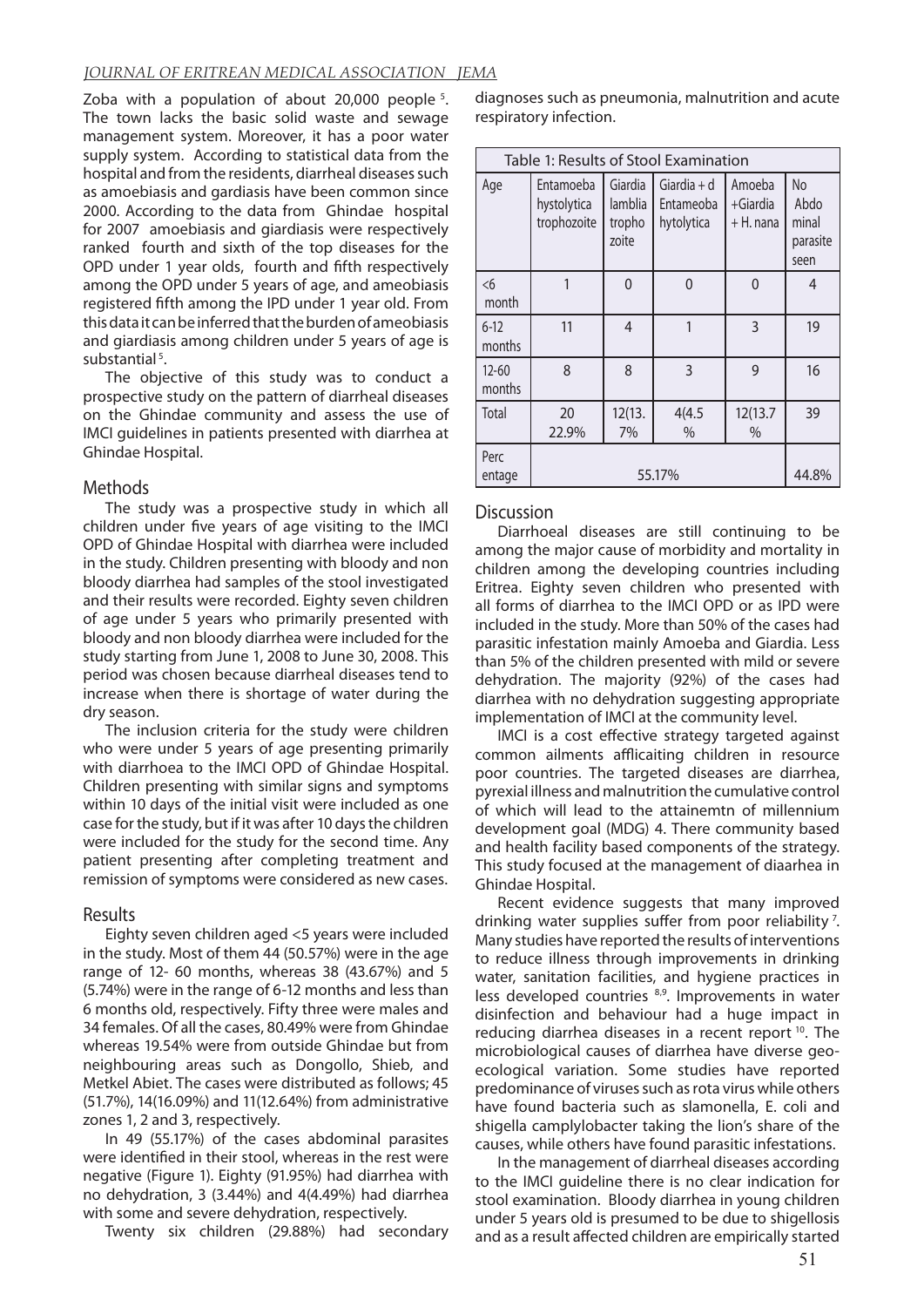Zoba with a population of about 20,000 people [5]. The town lacks the basic solid waste and sewage management system. Moreover, it has a poor water supply system. According to statistical data from the hospital and from the residents, diarrheal diseases such as amoebiasis and gardiasis have been common since 2000. According to the data from Ghindae hospital for 2007 amoebiasis and giardiasis were respectively ranked fourth and sixth of the top diseases for the OPD under 1 year olds, fourth and fifth respectively among the OPD under 5 years of age, and ameobiasis registered fifth among the IPD under 1 year old. From this data it can be inferred that the burden of ameobiasis and giardiasis among children under 5 years of age is substantial [5].

The objective of this study was to conduct a prospective study on the pattern of diarrheal diseases on the Ghindae community and assess the use of IMCI guidelines in patients presented with diarrhea at Ghindae Hospital.

## Methods

The study was a prospective study in which all children under five years of age visiting to the IMCI OPD of Ghindae Hospital with diarrhea were included in the study. Children presenting with bloody and non bloody diarrhea had samples of the stool investigated and their results were recorded. Eighty seven children of age under 5 years who primarily presented with bloody and non bloody diarrhea were included for the study starting from June 1, 2008 to June 30, 2008. This period was chosen because diarrheal diseases tend to increase when there is shortage of water during the dry season.

The inclusion criteria for the study were children who were under 5 years of age presenting primarily with diarrhoea to the IMCI OPD of Ghindae Hospital. Children presenting with similar signs and symptoms within 10 days of the initial visit were included as one case for the study, but if it was after 10 days the children were included for the study for the second time. Any patient presenting after completing treatment and remission of symptoms were considered as new cases.

## Results

Eighty seven children aged <5 years were included in the study. Most of them 44 (50.57%) were in the age range of 12- 60 months, whereas 38 (43.67%) and 5 (5.74%) were in the range of 6-12 months and less than 6 months old, respectively. Fifty three were males and 34 females. Of all the cases, 80.49% were from Ghindae whereas 19.54% were from outside Ghindae but from neighbouring areas such as Dongollo, Shieb, and Metkel Abiet. The cases were distributed as follows; 45 (51.7%), 14(16.09%) and 11(12.64%) from administrative zones 1, 2 and 3, respectively.

In 49 (55.17%) of the cases abdominal parasites were identified in their stool, whereas in the rest were negative (Figure 1). Eighty (91.95%) had diarrhea with no dehydration, 3 (3.44%) and 4(4.49%) had diarrhea with some and severe dehydration, respectively.

Twenty six children (29.88%) had secondary diagnoses such as pneumonia, malnutrition and acute respiratory infection.

Table 1: Results of Stool Examination

| Age | Entamoeba hystolytica trophozoite | Giardia lamblia tropho zoite | Giardia + d Entameoba hytolytica | Amoeba +Giardia + H. nana | No Abdo minal parasite seen |
|---|---|---|---|---|---|
| <6 month | 1 | 0 | 0 | 0 | 4 |
| 6-12 months | 11 | 4 | 1 | 3 | 19 |
| 12-60 months | 8 | 8 | 3 | 9 | 16 |
| Total | 20 22.9% | 12(13. 7% | 4(4.5 % | 12(13.7 % | 39 |
| Perc entage | 55.17% | | | | 44.8% |

## Discussion

Diarrhoeal diseases are still continuing to be among the major cause of morbidity and mortality in children among the developing countries including Eritrea. Eighty seven children who presented with all forms of diarrhea to the IMCI OPD or as IPD were included in the study. More than 50% of the cases had parasitic infestation mainly Amoeba and Giardia. Less than 5% of the children presented with mild or severe dehydration. The majority (92%) of the cases had diarrhea with no dehydration suggesting appropriate implementation of IMCI at the community level.

IMCI is a cost effective strategy targeted against common ailments afflicaiting children in resource poor countries. The targeted diseases are diarrhea, pyrexial illness and malnutrition the cumulative control of which will lead to the attainemtn of millennium development goal (MDG) 4. There community based and health facility based components of the strategy. This study focused at the management of diaarhea in Ghindae Hospital.

Recent evidence suggests that many improved drinking water supplies suffer from poor reliability [7]. Many studies have reported the results of interventions to reduce illness through improvements in drinking water, sanitation facilities, and hygiene practices in less developed countries [8,9]. Improvements in water disinfection and behaviour had a huge impact in reducing diarrhea diseases in a recent report [10]. The microbiological causes of diarrhea have diverse geo-ecological variation. Some studies have reported predominance of viruses such as rota virus while others have found bacteria such as slamonella, E. coli and shigella camplylobacter taking the lion's share of the causes, while others have found parasitic infestations.

In the management of diarrheal diseases according to the IMCI guideline there is no clear indication for stool examination. Bloody diarrhea in young children under 5 years old is presumed to be due to shigellosis and as a result affected children are empirically started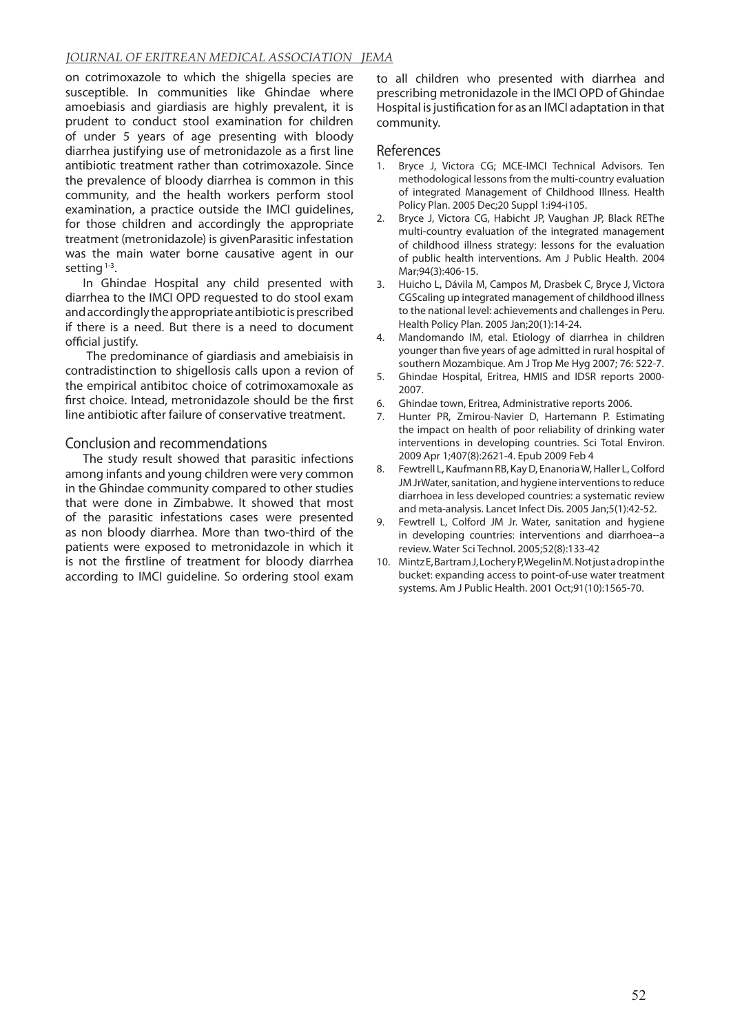on cotrimoxazole to which the shigella species are susceptible. In communities like Ghindae where amoebiasis and giardiasis are highly prevalent, it is prudent to conduct stool examination for children of under 5 years of age presenting with bloody diarrhea justifying use of metronidazole as a first line antibiotic treatment rather than cotrimoxazole. Since the prevalence of bloody diarrhea is common in this community, and the health workers perform stool examination, a practice outside the IMCI guidelines, for those children and accordingly the appropriate treatment (metronidazole) is givenParasitic infestation was the main water borne causative agent in our setting [1-3].

In Ghindae Hospital any child presented with diarrhea to the IMCI OPD requested to do stool exam and accordingly the appropriate antibiotic is prescribed if there is a need. But there is a need to document official justify.

The predominance of giardiasis and amebiaisis in contradistinction to shigellosis calls upon a revion of the empirical antibitoc choice of cotrimoxamoxale as first choice. Intead, metronidazole should be the first line antibiotic after failure of conservative treatment.

## Conclusion and recommendations

The study result showed that parasitic infections among infants and young children were very common in the Ghindae community compared to other studies that were done in Zimbabwe. It showed that most of the parasitic infestations cases were presented as non bloody diarrhea. More than two-third of the patients were exposed to metronidazole in which it is not the firstline of treatment for bloody diarrhea according to IMCI guideline. So ordering stool exam to all children who presented with diarrhea and prescribing metronidazole in the IMCI OPD of Ghindae Hospital is justification for as an IMCI adaptation in that community.

## References

1. Bryce J, Victora CG; MCE-IMCI Technical Advisors. Ten methodological lessons from the multi-country evaluation of integrated Management of Childhood Illness. Health Policy Plan. 2005 Dec;20 Suppl 1:i94-i105.
2. Bryce J, Victora CG, Habicht JP, Vaughan JP, Black REThe multi-country evaluation of the integrated management of childhood illness strategy: lessons for the evaluation of public health interventions. Am J Public Health. 2004 Mar;94(3):406-15.
3. Huicho L, Dávila M, Campos M, Drasbek C, Bryce J, Victora CGScaling up integrated management of childhood illness to the national level: achievements and challenges in Peru. Health Policy Plan. 2005 Jan;20(1):14-24.
4. Mandomando IM, etal. Etiology of diarrhea in children younger than five years of age admitted in rural hospital of southern Mozambique. Am J Trop Me Hyg 2007; 76: 522-7.
5. Ghindae Hospital, Eritrea, HMIS and IDSR reports 2000-2007.
6. Ghindae town, Eritrea, Administrative reports 2006.
7. Hunter PR, Zmirou-Navier D, Hartemann P. Estimating the impact on health of poor reliability of drinking water interventions in developing countries. Sci Total Environ. 2009 Apr 1;407(8):2621-4. Epub 2009 Feb 4
8. Fewtrell L, Kaufmann RB, Kay D, Enanoria W, Haller L, Colford JM JrWater, sanitation, and hygiene interventions to reduce diarrhoea in less developed countries: a systematic review and meta-analysis. Lancet Infect Dis. 2005 Jan;5(1):42-52.
9. Fewtrell L, Colford JM Jr. Water, sanitation and hygiene in developing countries: interventions and diarrhoea--a review. Water Sci Technol. 2005;52(8):133-42
10. Mintz E, Bartram J, Lochery P, Wegelin M. Not just a drop in the bucket: expanding access to point-of-use water treatment systems. Am J Public Health. 2001 Oct;91(10):1565-70.